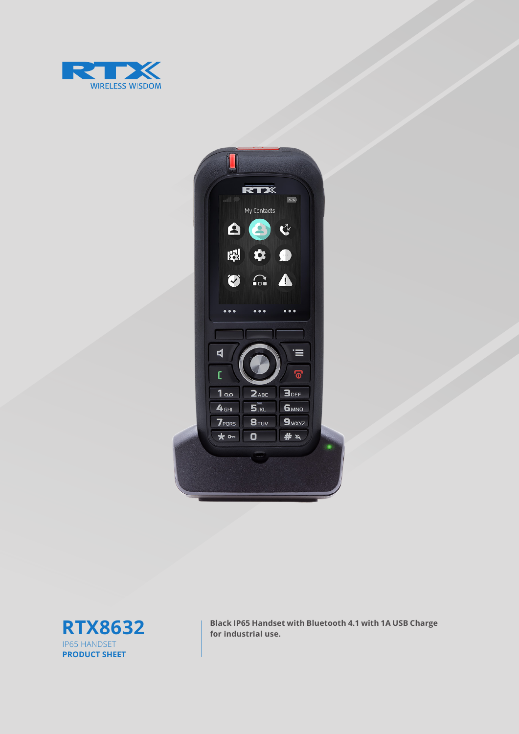# RTX8632

IP65 HANDSET

**PRODUCT SHEET**

**Black IP65 Handset with Bluetooth 4.1 with 1A USB Charge for industrial use.**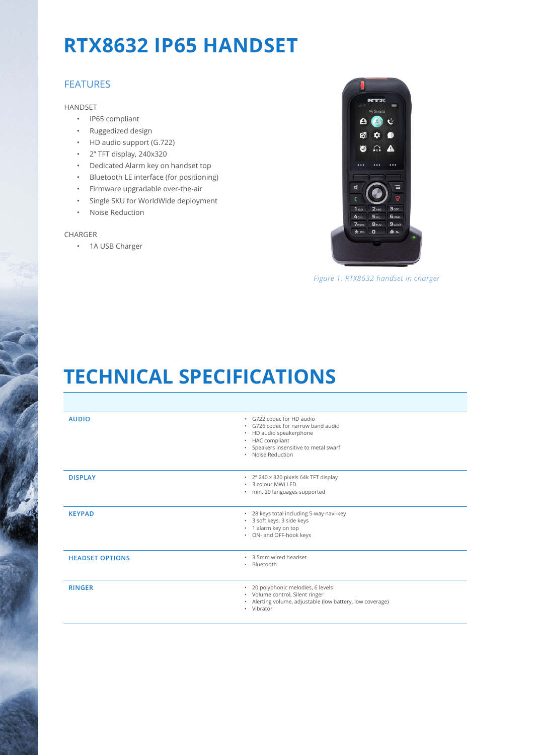# RTX8632 IP65 HANDSET

## FEATURES

HANDSET

- IP65 compliant
- Ruggedized design
- HD audio support (G.722)
- 2" TFT display, 240x320
- Dedicated Alarm key on handset top
- Bluetooth LE interface (for positioning)
- Firmware upgradable over-the-air
- Single SKU for WorldWide deployment
- Noise Reduction

CHARGER

- 1A USB Charger

*Figure 1: RTX8632 handset in charger*

# TECHNICAL SPECIFICATIONS

| | |
|---|---|
| **AUDIO** | • G722 codec for HD audio<br>• G726 codec for narrow band audio<br>• HD audio speakerphone<br>• HAC compliant<br>• Speakers insensitive to metal swarf<br>• Noise Reduction |
| **DISPLAY** | • 2" 240 x 320 pixels 64k TFT display<br>• 3 colour MWI LED<br>• min. 20 languages supported |
| **KEYPAD** | • 28 keys total including 5-way navi-key<br>• 3 soft keys, 3 side keys<br>• 1 alarm key on top<br>• ON- and OFF-hook keys |
| **HEADSET OPTIONS** | • 3.5mm wired headset<br>• Bluetooth |
| **RINGER** | • 20 polyphonic melodies, 6 levels<br>• Volume control, Silent ringer<br>• Alerting volume, adjustable (low battery, low coverage)<br>• Vibrator |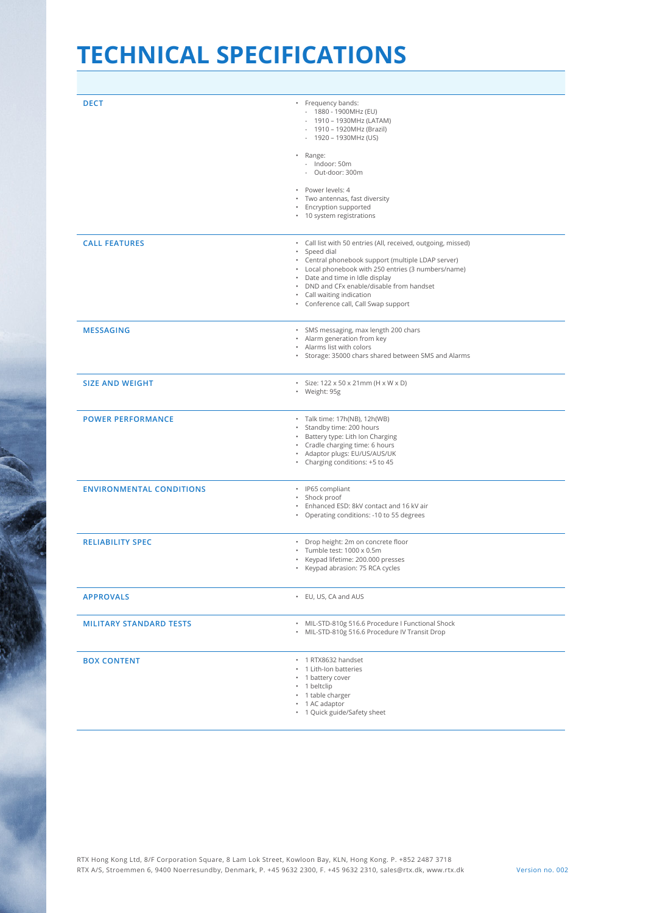# TECHNICAL SPECIFICATIONS

| | |
|---|---|
| **DECT** | • Frequency bands:<br>- 1880 - 1900MHz (EU)<br>- 1910 – 1930MHz (LATAM)<br>- 1910 – 1920MHz (Brazil)<br>- 1920 – 1930MHz (US)<br><br>• Range:<br>- Indoor: 50m<br>- Out-door: 300m<br><br>• Power levels: 4<br>• Two antennas, fast diversity<br>• Encryption supported<br>• 10 system registrations |
| **CALL FEATURES** | • Call list with 50 entries (All, received, outgoing, missed)<br>• Speed dial<br>• Central phonebook support (multiple LDAP server)<br>• Local phonebook with 250 entries (3 numbers/name)<br>• Date and time in Idle display<br>• DND and CFx enable/disable from handset<br>• Call waiting indication<br>• Conference call, Call Swap support |
| **MESSAGING** | • SMS messaging, max length 200 chars<br>• Alarm generation from key<br>• Alarms list with colors<br>• Storage: 35000 chars shared between SMS and Alarms |
| **SIZE AND WEIGHT** | • Size: 122 x 50 x 21mm (H x W x D)<br>• Weight: 95g |
| **POWER PERFORMANCE** | • Talk time: 17h(NB), 12h(WB)<br>• Standby time: 200 hours<br>• Battery type: Lith Ion Charging<br>• Cradle charging time: 6 hours<br>• Adaptor plugs: EU/US/AUS/UK<br>• Charging conditions: +5 to 45 |
| **ENVIRONMENTAL CONDITIONS** | • IP65 compliant<br>• Shock proof<br>• Enhanced ESD: 8kV contact and 16 kV air<br>• Operating conditions: -10 to 55 degrees |
| **RELIABILITY SPEC** | • Drop height: 2m on concrete floor<br>• Tumble test: 1000 x 0.5m<br>• Keypad lifetime: 200.000 presses<br>• Keypad abrasion: 75 RCA cycles |
| **APPROVALS** | • EU, US, CA and AUS |
| **MILITARY STANDARD TESTS** | • MIL-STD-810g 516.6 Procedure I Functional Shock<br>• MIL-STD-810g 516.6 Procedure IV Transit Drop |
| **BOX CONTENT** | • 1 RTX8632 handset<br>• 1 Lith-Ion batteries<br>• 1 battery cover<br>• 1 beltclip<br>• 1 table charger<br>• 1 AC adaptor<br>• 1 Quick guide/Safety sheet |

RTX Hong Kong Ltd, 8/F Corporation Square, 8 Lam Lok Street, Kowloon Bay, KLN, Hong Kong. P. +852 2487 3718
RTX A/S, Stroemmen 6, 9400 Noerresundby, Denmark, P. +45 9632 2300, F. +45 9632 2310, sales@rtx.dk, www.rtx.dk

Version no. 002